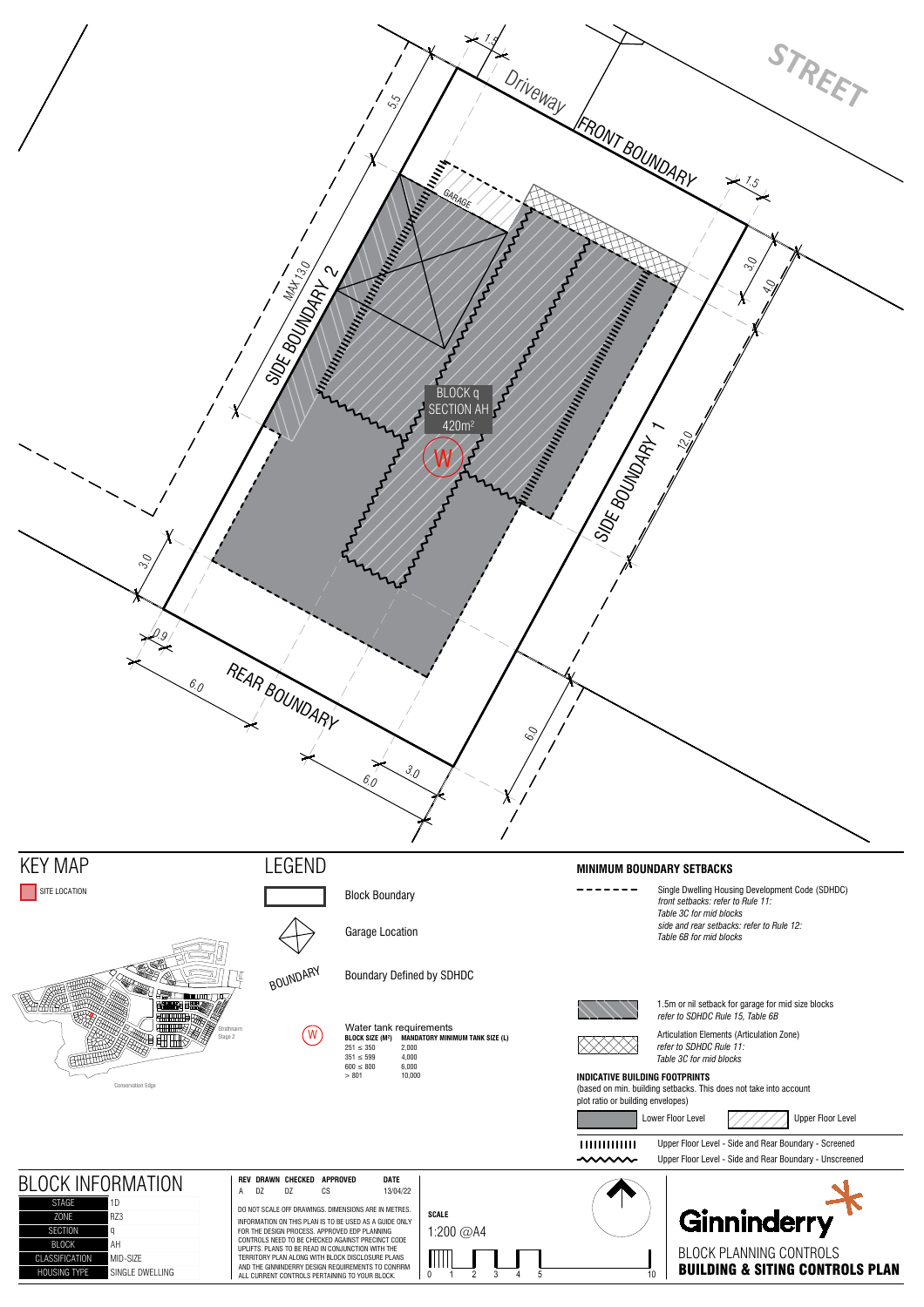STREET

Driveway

FRONT BOUNDARY

SIDE BOUNDARY 2

SIDE BOUNDARY 1

REAR BOUNDARY

GARAGE

MAX 13.0

BLOCK q
SECTION AH
420m²

W

1.5 5.5 1.5 3.0 4.0 12.0 3.0 0.9 6.0 6.0 3.0 6.0 6.0

# KEY MAP

SITE LOCATION

Strathnairn Stage 2

Conservation Edge

# LEGEND

Block Boundary

Garage Location

BOUNDARY — Boundary Defined by SDHDC

W — Water tank requirements

| BLOCK SIZE (M²) | MANDATORY MINIMUM TANK SIZE (L) |
|---|---|
| 251 ≤ 350 | 2,000 |
| 351 ≤ 599 | 4,000 |
| 600 ≤ 800 | 6,000 |
| > 801 | 10,000 |

## MINIMUM BOUNDARY SETBACKS

Single Dwelling Housing Development Code (SDHDC)
*front setbacks: refer to Rule 11:*
*Table 3C for mid blocks*
*side and rear setbacks: refer to Rule 12:*
*Table 6B for mid blocks*

1.5m or nil setback for garage for mid size blocks
*refer to SDHDC Rule 15, Table 6B*

Articulation Elements (Articulation Zone)
*refer to SDHDC Rule 11:*
*Table 3C for mid blocks*

## INDICATIVE BUILDING FOOTPRINTS

(based on min. building setbacks. This does not take into account plot ratio or building envelopes)

Lower Floor Level | Upper Floor Level

Upper Floor Level - Side and Rear Boundary - Screened

Upper Floor Level - Side and Rear Boundary - Unscreened

# BLOCK INFORMATION

| | |
|---|---|
| STAGE | 1D |
| ZONE | RZ3 |
| SECTION | q |
| BLOCK | AH |
| CLASSIFICATION | MID-SIZE |
| HOUSING TYPE | SINGLE DWELLING |

| REV | DRAWN | CHECKED | APPROVED | DATE |
|---|---|---|---|---|
| A | DZ | DZ | CS | 13/04/22 |

DO NOT SCALE OFF DRAWINGS. DIMENSIONS ARE IN METRES.

INFORMATION ON THIS PLAN IS TO BE USED AS A GUIDE ONLY FOR THE DESIGN PROCESS. APPROVED EDP PLANNING CONTROLS NEED TO BE CHECKED AGAINST PRECINCT CODE UPLIFTS. PLANS TO BE READ IN CONJUNCTION WITH THE TERRITORY PLAN ALONG WITH BLOCK DISCLOSURE PLANS AND THE GINNINDERRY DESIGN REQUIREMENTS TO CONFIRM ALL CURRENT CONTROLS PERTAINING TO YOUR BLOCK.

**SCALE**

1:200 @A4

0 1 2 3 4 5 10

Ginninderry

BLOCK PLANNING CONTROLS

**BUILDING & SITING CONTROLS PLAN**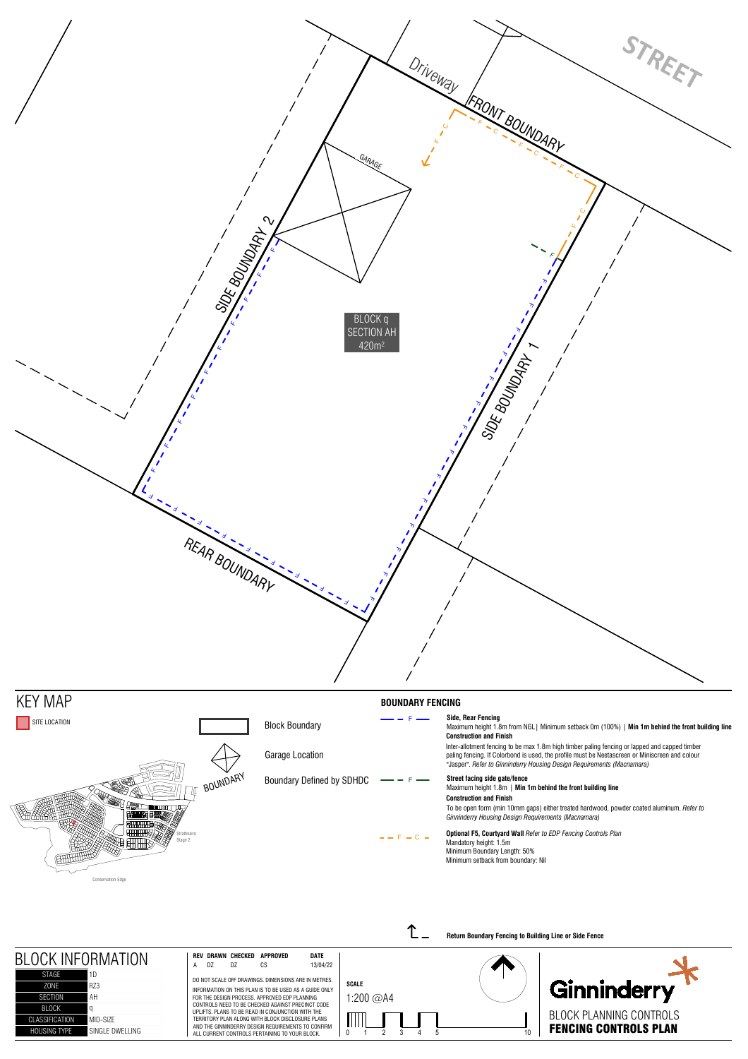STREET

Driveway

FRONT BOUNDARY

GARAGE

SIDE BOUNDARY 2

SIDE BOUNDARY 1

REAR BOUNDARY

BLOCK q
SECTION AH
420m$^2$

# KEY MAP

SITE LOCATION

Strathnairn Stage 2

Conservation Edge

Block Boundary

Garage Location

Boundary Defined by SDHDC

## BOUNDARY FENCING

**Side, Rear Fencing**
Maximum height 1.8m from NGL | Minimum setback 0m (100%) | **Min 1m behind the front building line**
**Construction and Finish**
Inter-allotment fencing to be max 1.8m high timber paling fencing or lapped and capped timber paling fencing. If Colorbond is used, the profile must be Neetascreen or Miniscreen and colour "Jasper". *Refer to Ginninderry Housing Design Requirements (Macnamara)*

**Street facing side gate/fence**
Maximum height 1.8m | **Min 1m behind the front building line**
**Construction and Finish**
To be open form (min 10mm gaps) either treated hardwood, powder coated aluminum. *Refer to Ginninderry Housing Design Requirements (Macnamara)*

**Optional F5, Courtyard Wall** *Refer to EDP Fencing Controls Plan*
Mandatory height: 1.5m
Minimum Boundary Length: 50%
Minimum setback from boundary: Nil

**Return Boundary Fencing to Building Line or Side Fence**

# BLOCK INFORMATION

| | |
|---|---|
| STAGE | 1D |
| ZONE | RZ3 |
| SECTION | AH |
| BLOCK | q |
| CLASSIFICATION | MID-SIZE |
| HOUSING TYPE | SINGLE DWELLING |

| REV | DRAWN | CHECKED | APPROVED | DATE |
|---|---|---|---|---|
| A | DZ | DZ | CS | 13/04/22 |

DO NOT SCALE OFF DRAWINGS. DIMENSIONS ARE IN METRES.

INFORMATION ON THIS PLAN IS TO BE USED AS A GUIDE ONLY FOR THE DESIGN PROCESS. APPROVED EDP PLANNING CONTROLS NEED TO BE CHECKED AGAINST PRECINCT CODE UPLIFTS. PLANS TO BE READ IN CONJUNCTION WITH THE TERRITORY PLAN ALONG WITH BLOCK DISCLOSURE PLANS AND THE GINNINDERRY DESIGN REQUIREMENTS TO CONFIRM ALL CURRENT CONTROLS PERTAINING TO YOUR BLOCK.

**SCALE**
1:200 @A4

0 1 2 3 4 5 10

Ginninderry

BLOCK PLANNING CONTROLS
**FENCING CONTROLS PLAN**